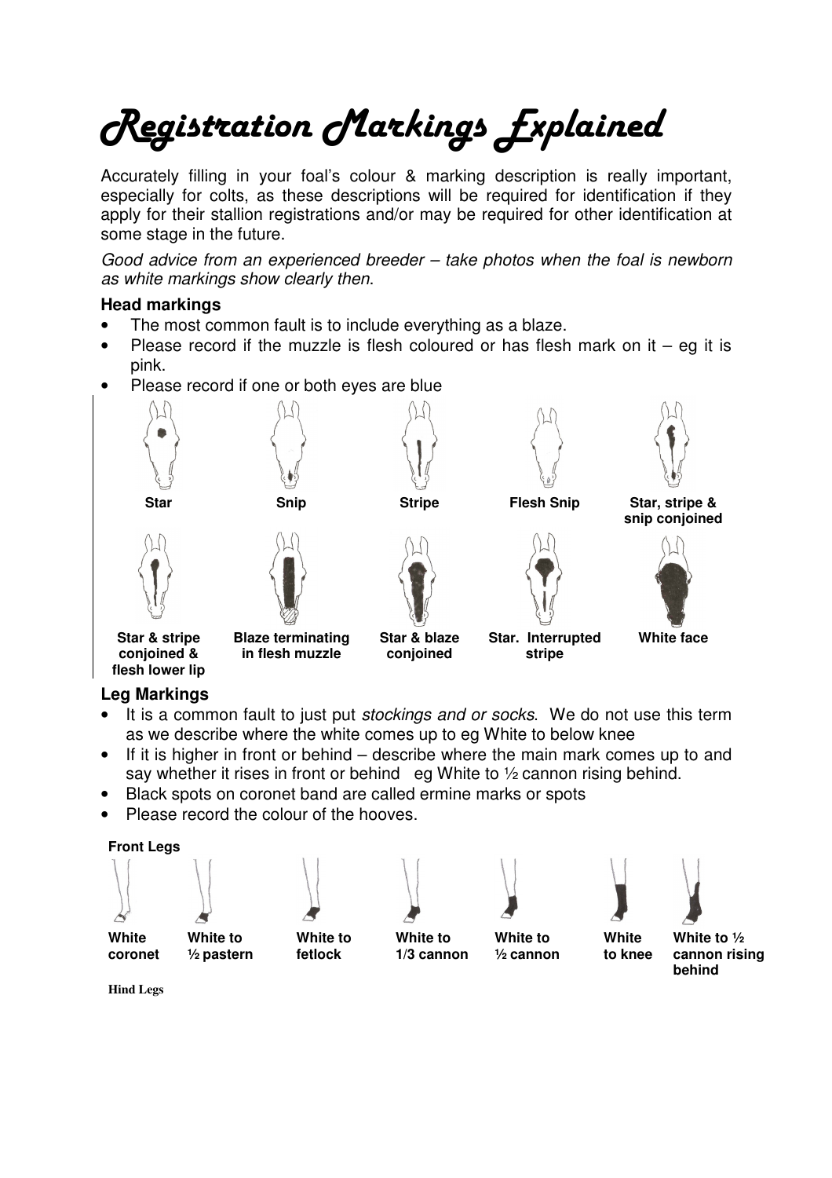# Registration Markings Explained

Accurately filling in your foal's colour & marking description is really important, especially for colts, as these descriptions will be required for identification if they apply for their stallion registrations and/or may be required for other identification at some stage in the future.

*Good advice from an experienced breeder – take photos when the foal is newborn as white markings show clearly then.*

### Head markings

- The most common fault is to include everything as a blaze.
- Please record if the muzzle is flesh coloured or has flesh mark on it – eg it is pink.
- Please record if one or both eyes are blue

**Star** **Snip** **Stripe** **Flesh Snip** **Star, stripe & snip conjoined**

**Star & stripe conjoined & flesh lower lip** **Blaze terminating in flesh muzzle** **Star & blaze conjoined** **Star. Interrupted stripe** **White face**

### Leg Markings

- It is a common fault to just put *stockings and or socks*. We do not use this term as we describe where the white comes up to eg White to below knee
- If it is higher in front or behind – describe where the main mark comes up to and say whether it rises in front or behind eg White to ½ cannon rising behind.
- Black spots on coronet band are called ermine marks or spots
- Please record the colour of the hooves.

**Front Legs**

**White coronet** **White to ½ pastern** **White to fetlock** **White to 1/3 cannon** **White to ½ cannon** **White to knee** **White to ½ cannon rising behind**

**Hind Legs**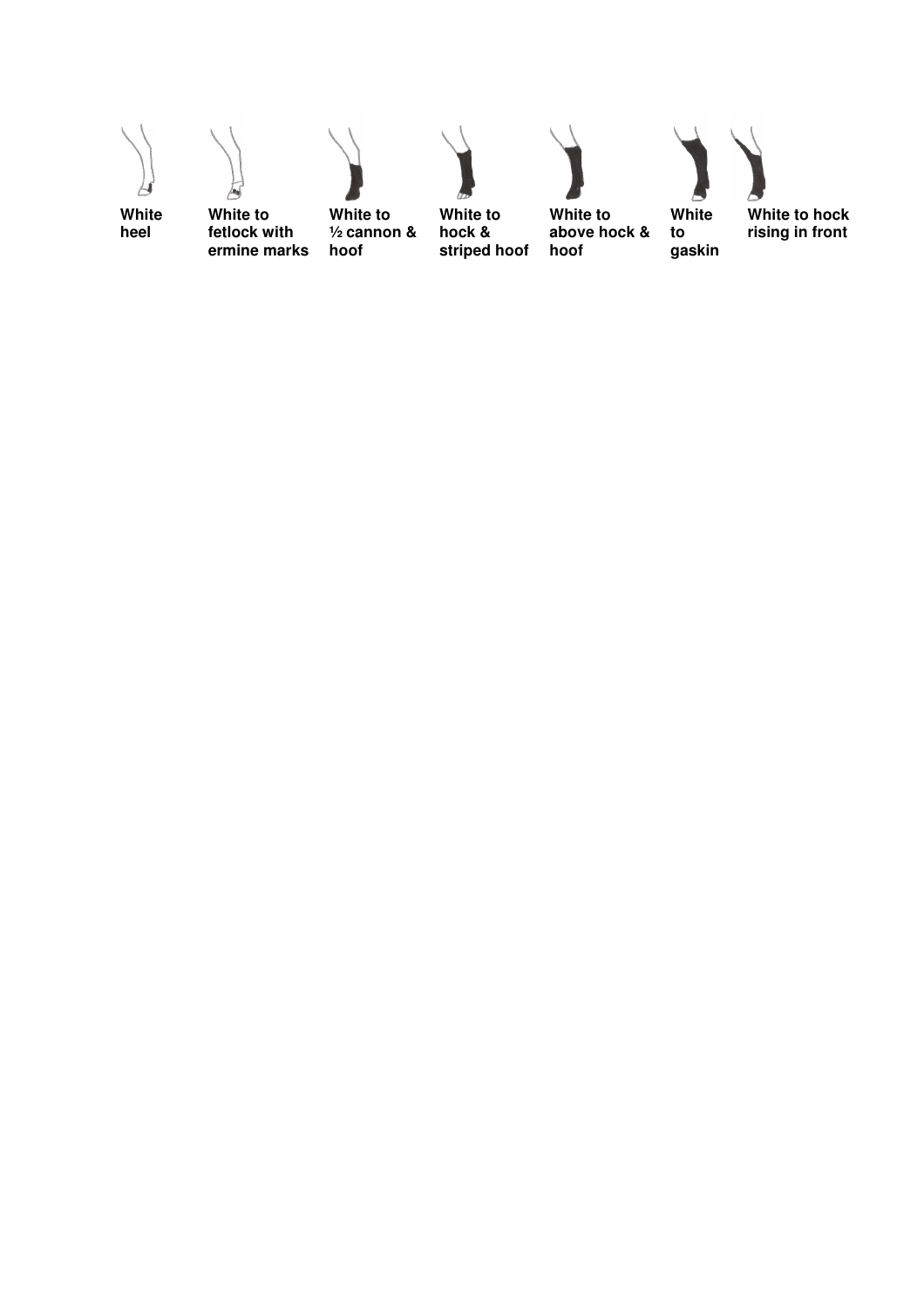White heel

White to fetlock with ermine marks

White to ½ cannon & hoof

White to hock & striped hoof

White to above hock & hoof

White to gaskin

White to hock rising in front